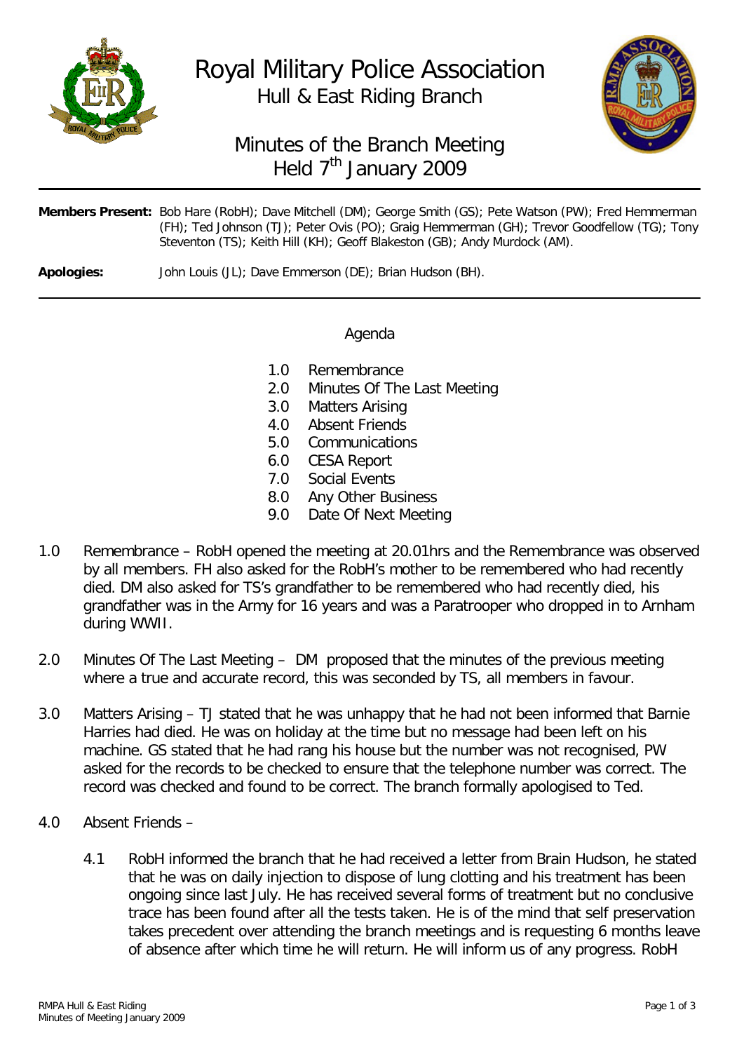# Royal Military Police Association

## Hull & East Riding Branch

## Minutes of the Branch Meeting Held 7th January 2009

**Members Present:** Bob Hare (RobH); Dave Mitchell (DM); George Smith (GS); Pete Watson (PW); Fred Hemmerman (FH); Ted Johnson (TJ); Peter Ovis (PO); Graig Hemmerman (GH); Trevor Goodfellow (TG); Tony Steventon (TS); Keith Hill (KH); Geoff Blakeston (GB); Andy Murdock (AM).

**Apologies:** John Louis (JL); Dave Emmerson (DE); Brian Hudson (BH).

---

### Agenda

1.0 Remembrance
2.0 Minutes Of The Last Meeting
3.0 Matters Arising
4.0 Absent Friends
5.0 Communications
6.0 CESA Report
7.0 Social Events
8.0 Any Other Business
9.0 Date Of Next Meeting

1.0 Remembrance – RobH opened the meeting at 20.01hrs and the Remembrance was observed by all members. FH also asked for the RobH's mother to be remembered who had recently died. DM also asked for TS's grandfather to be remembered who had recently died, his grandfather was in the Army for 16 years and was a Paratrooper who dropped in to Arnham during WWII.

2.0 Minutes Of The Last Meeting – DM proposed that the minutes of the previous meeting where a true and accurate record, this was seconded by TS, all members in favour.

3.0 Matters Arising – TJ stated that he was unhappy that he had not been informed that Barnie Harries had died. He was on holiday at the time but no message had been left on his machine. GS stated that he had rang his house but the number was not recognised, PW asked for the records to be checked to ensure that the telephone number was correct. The record was checked and found to be correct. The branch formally apologised to Ted.

4.0 Absent Friends –

4.1 RobH informed the branch that he had received a letter from Brain Hudson, he stated that he was on daily injection to dispose of lung clotting and his treatment has been ongoing since last July. He has received several forms of treatment but no conclusive trace has been found after all the tests taken. He is of the mind that self preservation takes precedent over attending the branch meetings and is requesting 6 months leave of absence after which time he will return. He will inform us of any progress. RobH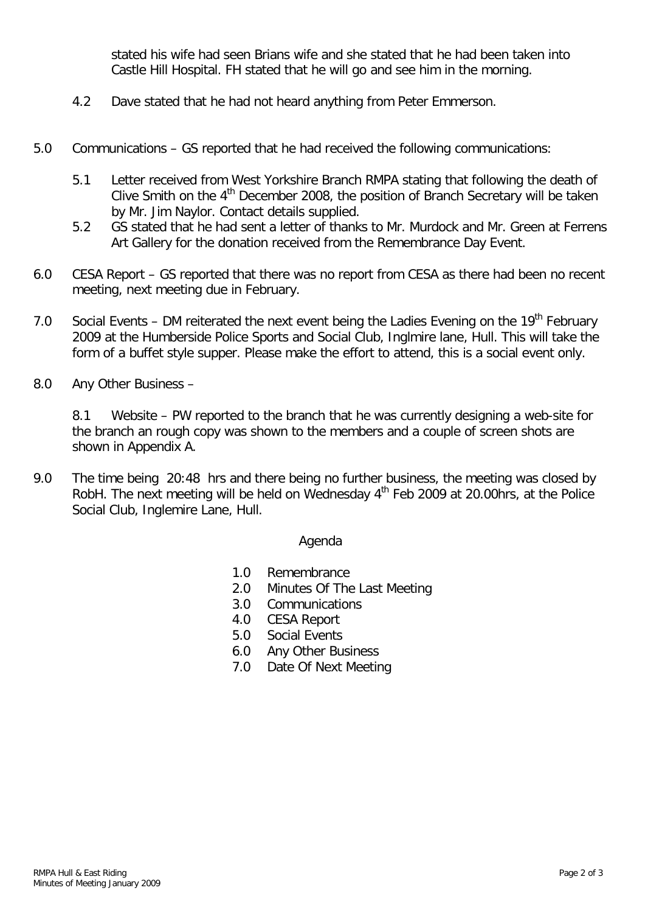stated his wife had seen Brians wife and she stated that he had been taken into Castle Hill Hospital. FH stated that he will go and see him in the morning.

4.2 Dave stated that he had not heard anything from Peter Emmerson.

5.0 Communications – GS reported that he had received the following communications:

5.1 Letter received from West Yorkshire Branch RMPA stating that following the death of Clive Smith on the 4th December 2008, the position of Branch Secretary will be taken by Mr. Jim Naylor. Contact details supplied.

5.2 GS stated that he had sent a letter of thanks to Mr. Murdock and Mr. Green at Ferrens Art Gallery for the donation received from the Remembrance Day Event.

6.0 CESA Report – GS reported that there was no report from CESA as there had been no recent meeting, next meeting due in February.

7.0 Social Events – DM reiterated the next event being the Ladies Evening on the 19th February 2009 at the Humberside Police Sports and Social Club, Inglmire lane, Hull. This will take the form of a buffet style supper. Please make the effort to attend, this is a social event only.

8.0 Any Other Business –

8.1 Website – PW reported to the branch that he was currently designing a web-site for the branch an rough copy was shown to the members and a couple of screen shots are shown in Appendix A.

9.0 The time being 20:48 hrs and there being no further business, the meeting was closed by RobH. The next meeting will be held on Wednesday 4th Feb 2009 at 20.00hrs, at the Police Social Club, Inglemire Lane, Hull.

Agenda

1.0 Remembrance
2.0 Minutes Of The Last Meeting
3.0 Communications
4.0 CESA Report
5.0 Social Events
6.0 Any Other Business
7.0 Date Of Next Meeting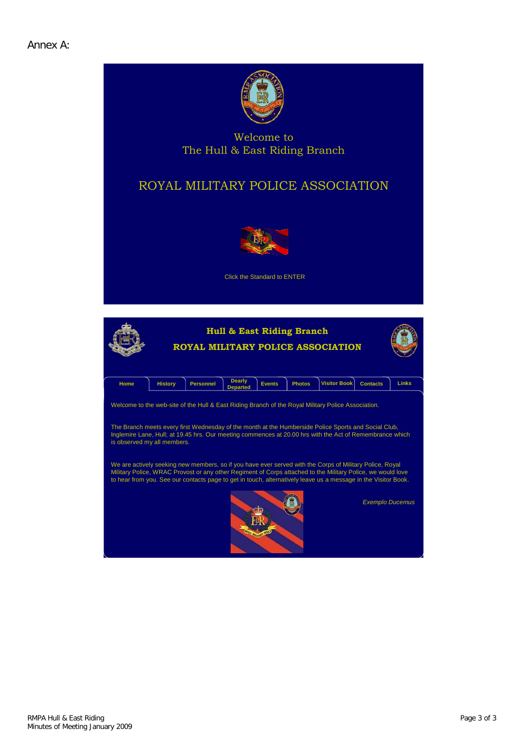Annex A:

Welcome to
The Hull & East Riding Branch

ROYAL MILITARY POLICE ASSOCIATION

Click the Standard to ENTER

**Hull & East Riding Branch**

**ROYAL MILITARY POLICE ASSOCIATION**

Home | History | Personnel | Dearly Departed | Events | Photos | Visitor Book | Contacts | Links

Welcome to the web-site of the Hull & East Riding Branch of the Royal Military Police Association.

The Branch meets every first Wednesday of the month at the Humberside Police Sports and Social Club, Inglemire Lane, Hull; at 19.45 hrs. Our meeting commences at 20.00 hrs with the Act of Remembrance which is observed my all members.

We are actively seeking new members, so if you have ever served with the Corps of Military Police, Royal Military Police, WRAC Provost or any other Regiment of Corps attached to the Military Police, we would love to hear from you. See our contacts page to get in touch, alternatively leave us a message in the Visitor Book.

*Exemplo Ducemus*